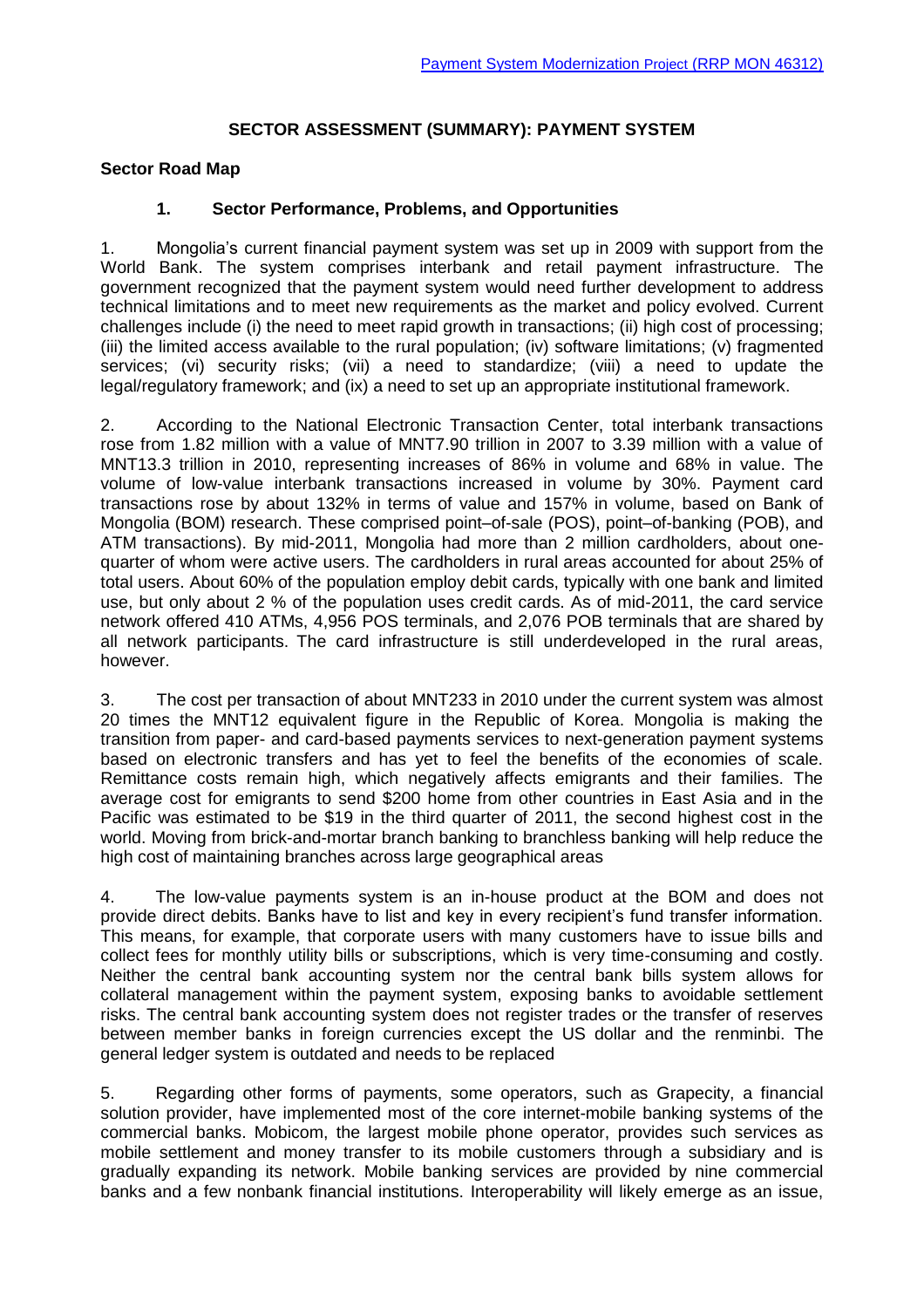# SECTOR ASSESSMENT (SUMMARY): PAYMENT SYSTEM

## Sector Road Map

### 1. Sector Performance, Problems, and Opportunities

1. Mongolia's current financial payment system was set up in 2009 with support from the World Bank. The system comprises interbank and retail payment infrastructure. The government recognized that the payment system would need further development to address technical limitations and to meet new requirements as the market and policy evolved. Current challenges include (i) the need to meet rapid growth in transactions; (ii) high cost of processing; (iii) the limited access available to the rural population; (iv) software limitations; (v) fragmented services; (vi) security risks; (vii) a need to standardize; (viii) a need to update the legal/regulatory framework; and (ix) a need to set up an appropriate institutional framework.

2. According to the National Electronic Transaction Center, total interbank transactions rose from 1.82 million with a value of MNT7.90 trillion in 2007 to 3.39 million with a value of MNT13.3 trillion in 2010, representing increases of 86% in volume and 68% in value. The volume of low-value interbank transactions increased in volume by 30%. Payment card transactions rose by about 132% in terms of value and 157% in volume, based on Bank of Mongolia (BOM) research. These comprised point–of-sale (POS), point–of-banking (POB), and ATM transactions). By mid-2011, Mongolia had more than 2 million cardholders, about one-quarter of whom were active users. The cardholders in rural areas accounted for about 25% of total users. About 60% of the population employ debit cards, typically with one bank and limited use, but only about 2 % of the population uses credit cards. As of mid-2011, the card service network offered 410 ATMs, 4,956 POS terminals, and 2,076 POB terminals that are shared by all network participants. The card infrastructure is still underdeveloped in the rural areas, however.

3. The cost per transaction of about MNT233 in 2010 under the current system was almost 20 times the MNT12 equivalent figure in the Republic of Korea. Mongolia is making the transition from paper- and card-based payments services to next-generation payment systems based on electronic transfers and has yet to feel the benefits of the economies of scale. Remittance costs remain high, which negatively affects emigrants and their families. The average cost for emigrants to send $200 home from other countries in East Asia and in the Pacific was estimated to be $19 in the third quarter of 2011, the second highest cost in the world. Moving from brick-and-mortar branch banking to branchless banking will help reduce the high cost of maintaining branches across large geographical areas

4. The low-value payments system is an in-house product at the BOM and does not provide direct debits. Banks have to list and key in every recipient's fund transfer information. This means, for example, that corporate users with many customers have to issue bills and collect fees for monthly utility bills or subscriptions, which is very time-consuming and costly. Neither the central bank accounting system nor the central bank bills system allows for collateral management within the payment system, exposing banks to avoidable settlement risks. The central bank accounting system does not register trades or the transfer of reserves between member banks in foreign currencies except the US dollar and the renminbi. The general ledger system is outdated and needs to be replaced

5. Regarding other forms of payments, some operators, such as Grapecity, a financial solution provider, have implemented most of the core internet-mobile banking systems of the commercial banks. Mobicom, the largest mobile phone operator, provides such services as mobile settlement and money transfer to its mobile customers through a subsidiary and is gradually expanding its network. Mobile banking services are provided by nine commercial banks and a few nonbank financial institutions. Interoperability will likely emerge as an issue,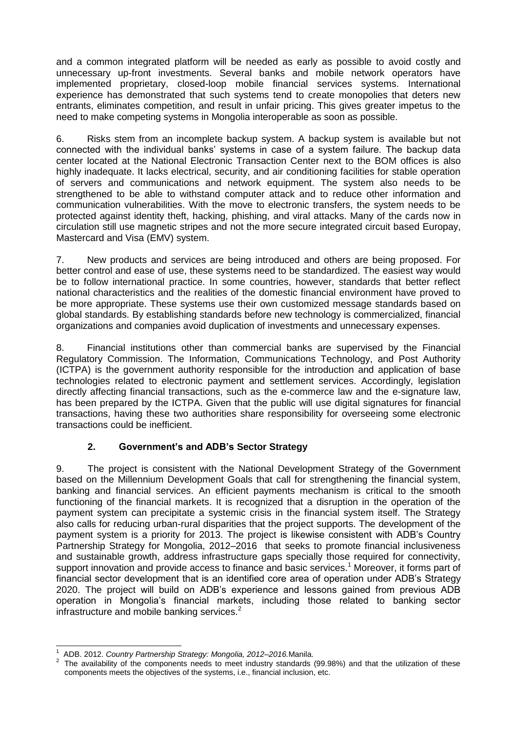and a common integrated platform will be needed as early as possible to avoid costly and unnecessary up-front investments. Several banks and mobile network operators have implemented proprietary, closed-loop mobile financial services systems. International experience has demonstrated that such systems tend to create monopolies that deters new entrants, eliminates competition, and result in unfair pricing. This gives greater impetus to the need to make competing systems in Mongolia interoperable as soon as possible.

6. Risks stem from an incomplete backup system. A backup system is available but not connected with the individual banks' systems in case of a system failure. The backup data center located at the National Electronic Transaction Center next to the BOM offices is also highly inadequate. It lacks electrical, security, and air conditioning facilities for stable operation of servers and communications and network equipment. The system also needs to be strengthened to be able to withstand computer attack and to reduce other information and communication vulnerabilities. With the move to electronic transfers, the system needs to be protected against identity theft, hacking, phishing, and viral attacks. Many of the cards now in circulation still use magnetic stripes and not the more secure integrated circuit based Europay, Mastercard and Visa (EMV) system.

7. New products and services are being introduced and others are being proposed. For better control and ease of use, these systems need to be standardized. The easiest way would be to follow international practice. In some countries, however, standards that better reflect national characteristics and the realities of the domestic financial environment have proved to be more appropriate. These systems use their own customized message standards based on global standards. By establishing standards before new technology is commercialized, financial organizations and companies avoid duplication of investments and unnecessary expenses.

8. Financial institutions other than commercial banks are supervised by the Financial Regulatory Commission. The Information, Communications Technology, and Post Authority (ICTPA) is the government authority responsible for the introduction and application of base technologies related to electronic payment and settlement services. Accordingly, legislation directly affecting financial transactions, such as the e-commerce law and the e-signature law, has been prepared by the ICTPA. Given that the public will use digital signatures for financial transactions, having these two authorities share responsibility for overseeing some electronic transactions could be inefficient.

### 2. Government's and ADB's Sector Strategy

9. The project is consistent with the National Development Strategy of the Government based on the Millennium Development Goals that call for strengthening the financial system, banking and financial services. An efficient payments mechanism is critical to the smooth functioning of the financial markets. It is recognized that a disruption in the operation of the payment system can precipitate a systemic crisis in the financial system itself. The Strategy also calls for reducing urban-rural disparities that the project supports. The development of the payment system is a priority for 2013. The project is likewise consistent with ADB's Country Partnership Strategy for Mongolia, 2012–2016 that seeks to promote financial inclusiveness and sustainable growth, address infrastructure gaps specially those required for connectivity, support innovation and provide access to finance and basic services.[1] Moreover, it forms part of financial sector development that is an identified core area of operation under ADB's Strategy 2020. The project will build on ADB's experience and lessons gained from previous ADB operation in Mongolia's financial markets, including those related to banking sector infrastructure and mobile banking services.[2]

---

[1] ADB. 2012. *Country Partnership Strategy: Mongolia, 2012–2016.* Manila.

[2] The availability of the components needs to meet industry standards (99.98%) and that the utilization of these components meets the objectives of the systems, i.e., financial inclusion, etc.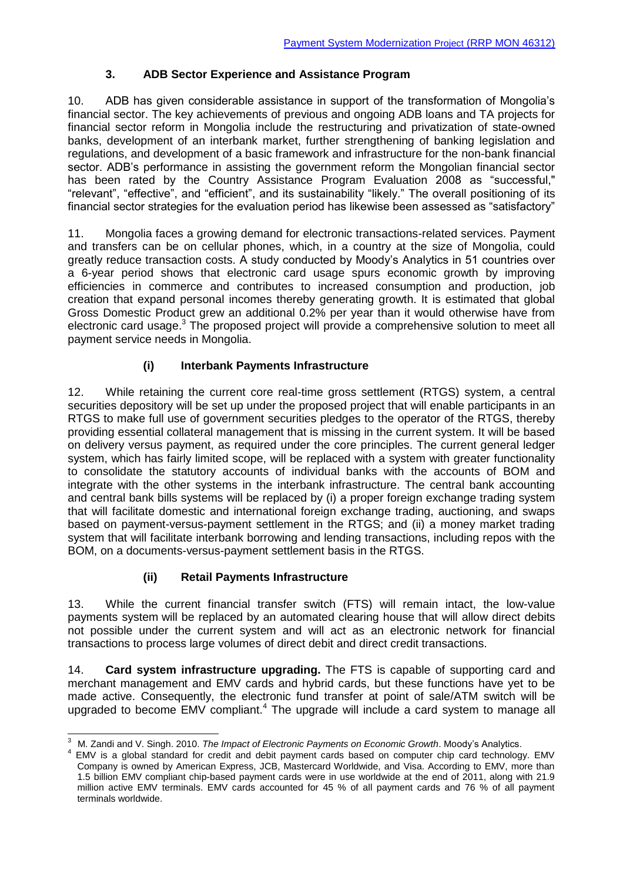### 3. ADB Sector Experience and Assistance Program

10. ADB has given considerable assistance in support of the transformation of Mongolia's financial sector. The key achievements of previous and ongoing ADB loans and TA projects for financial sector reform in Mongolia include the restructuring and privatization of state-owned banks, development of an interbank market, further strengthening of banking legislation and regulations, and development of a basic framework and infrastructure for the non-bank financial sector. ADB's performance in assisting the government reform the Mongolian financial sector has been rated by the Country Assistance Program Evaluation 2008 as "successful," "relevant", "effective", and "efficient", and its sustainability "likely." The overall positioning of its financial sector strategies for the evaluation period has likewise been assessed as "satisfactory"

11. Mongolia faces a growing demand for electronic transactions-related services. Payment and transfers can be on cellular phones, which, in a country at the size of Mongolia, could greatly reduce transaction costs. A study conducted by Moody's Analytics in 51 countries over a 6-year period shows that electronic card usage spurs economic growth by improving efficiencies in commerce and contributes to increased consumption and production, job creation that expand personal incomes thereby generating growth. It is estimated that global Gross Domestic Product grew an additional 0.2% per year than it would otherwise have from electronic card usage.[3] The proposed project will provide a comprehensive solution to meet all payment service needs in Mongolia.

#### (i) Interbank Payments Infrastructure

12. While retaining the current core real-time gross settlement (RTGS) system, a central securities depository will be set up under the proposed project that will enable participants in an RTGS to make full use of government securities pledges to the operator of the RTGS, thereby providing essential collateral management that is missing in the current system. It will be based on delivery versus payment, as required under the core principles. The current general ledger system, which has fairly limited scope, will be replaced with a system with greater functionality to consolidate the statutory accounts of individual banks with the accounts of BOM and integrate with the other systems in the interbank infrastructure. The central bank accounting and central bank bills systems will be replaced by (i) a proper foreign exchange trading system that will facilitate domestic and international foreign exchange trading, auctioning, and swaps based on payment-versus-payment settlement in the RTGS; and (ii) a money market trading system that will facilitate interbank borrowing and lending transactions, including repos with the BOM, on a documents-versus-payment settlement basis in the RTGS.

#### (ii) Retail Payments Infrastructure

13. While the current financial transfer switch (FTS) will remain intact, the low-value payments system will be replaced by an automated clearing house that will allow direct debits not possible under the current system and will act as an electronic network for financial transactions to process large volumes of direct debit and direct credit transactions.

14. **Card system infrastructure upgrading.** The FTS is capable of supporting card and merchant management and EMV cards and hybrid cards, but these functions have yet to be made active. Consequently, the electronic fund transfer at point of sale/ATM switch will be upgraded to become EMV compliant.[4] The upgrade will include a card system to manage all

---

[3] M. Zandi and V. Singh. 2010. *The Impact of Electronic Payments on Economic Growth*. Moody's Analytics.

[4] EMV is a global standard for credit and debit payment cards based on computer chip card technology. EMV Company is owned by American Express, JCB, Mastercard Worldwide, and Visa. According to EMV, more than 1.5 billion EMV compliant chip-based payment cards were in use worldwide at the end of 2011, along with 21.9 million active EMV terminals. EMV cards accounted for 45 % of all payment cards and 76 % of all payment terminals worldwide.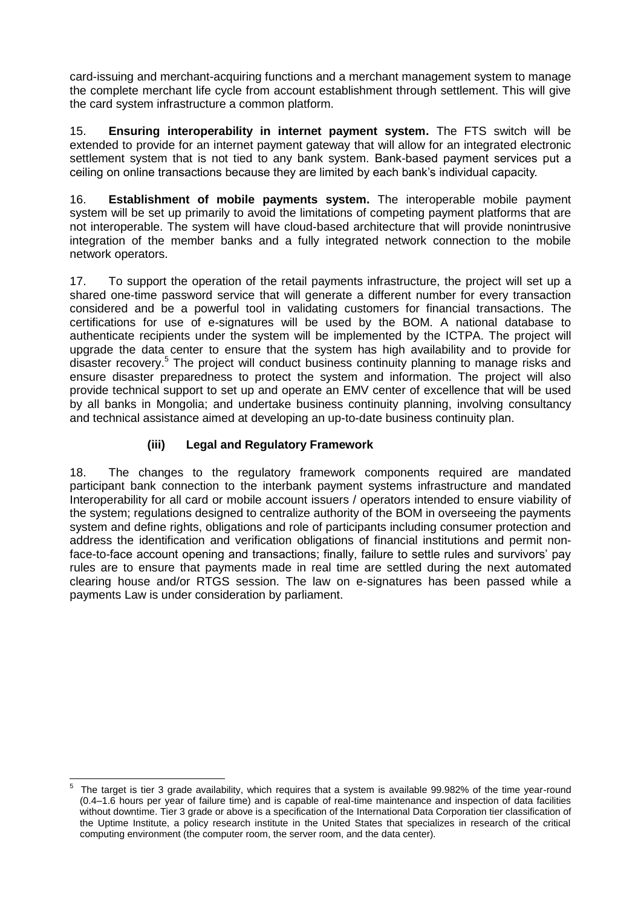card-issuing and merchant-acquiring functions and a merchant management system to manage the complete merchant life cycle from account establishment through settlement. This will give the card system infrastructure a common platform.

15. **Ensuring interoperability in internet payment system.** The FTS switch will be extended to provide for an internet payment gateway that will allow for an integrated electronic settlement system that is not tied to any bank system. Bank-based payment services put a ceiling on online transactions because they are limited by each bank's individual capacity.

16. **Establishment of mobile payments system.** The interoperable mobile payment system will be set up primarily to avoid the limitations of competing payment platforms that are not interoperable. The system will have cloud-based architecture that will provide nonintrusive integration of the member banks and a fully integrated network connection to the mobile network operators.

17. To support the operation of the retail payments infrastructure, the project will set up a shared one-time password service that will generate a different number for every transaction considered and be a powerful tool in validating customers for financial transactions. The certifications for use of e-signatures will be used by the BOM. A national database to authenticate recipients under the system will be implemented by the ICTPA. The project will upgrade the data center to ensure that the system has high availability and to provide for disaster recovery.[5] The project will conduct business continuity planning to manage risks and ensure disaster preparedness to protect the system and information. The project will also provide technical support to set up and operate an EMV center of excellence that will be used by all banks in Mongolia; and undertake business continuity planning, involving consultancy and technical assistance aimed at developing an up-to-date business continuity plan.

### (iii) Legal and Regulatory Framework

18. The changes to the regulatory framework components required are mandated participant bank connection to the interbank payment systems infrastructure and mandated Interoperability for all card or mobile account issuers / operators intended to ensure viability of the system; regulations designed to centralize authority of the BOM in overseeing the payments system and define rights, obligations and role of participants including consumer protection and address the identification and verification obligations of financial institutions and permit non-face-to-face account opening and transactions; finally, failure to settle rules and survivors' pay rules are to ensure that payments made in real time are settled during the next automated clearing house and/or RTGS session. The law on e-signatures has been passed while a payments Law is under consideration by parliament.

---

[5] The target is tier 3 grade availability, which requires that a system is available 99.982% of the time year-round (0.4–1.6 hours per year of failure time) and is capable of real-time maintenance and inspection of data facilities without downtime. Tier 3 grade or above is a specification of the International Data Corporation tier classification of the Uptime Institute, a policy research institute in the United States that specializes in research of the critical computing environment (the computer room, the server room, and the data center).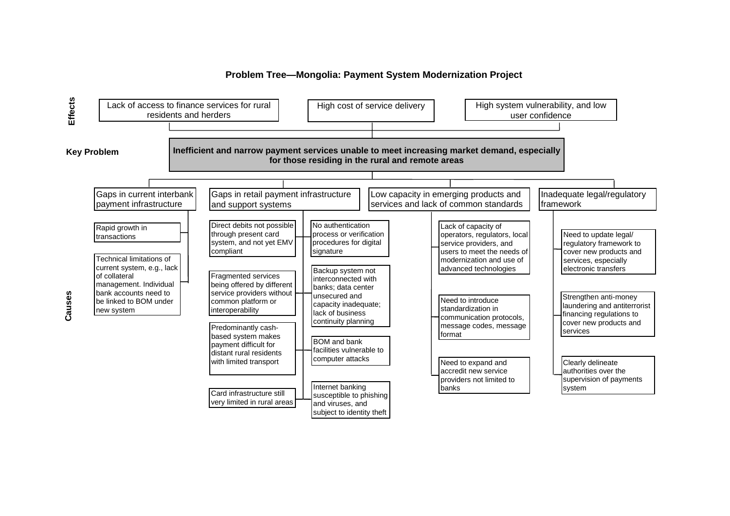# Problem Tree—Mongolia: Payment System Modernization Project

## Effects

- Lack of access to finance services for rural residents and herders
- High cost of service delivery
- High system vulnerability, and low user confidence

## Key Problem

**Inefficient and narrow payment services unable to meet increasing market demand, especially for those residing in the rural and remote areas**

## Causes

### Gaps in current interbank payment infrastructure

- Rapid growth in transactions
- Technical limitations of current system, e.g., lack of collateral management. Individual bank accounts need to be linked to BOM under new system

### Gaps in retail payment infrastructure and support systems

- Direct debits not possible through present card system, and not yet EMV compliant
- No authentication process or verification procedures for digital signature
- Fragmented services being offered by different service providers without common platform or interoperability
- Backup system not interconnected with banks; data center unsecured and capacity inadequate; lack of business continuity planning
- Predominantly cash-based system makes payment difficult for distant rural residents with limited transport
- BOM and bank facilities vulnerable to computer attacks
- Card infrastructure still very limited in rural areas
- Internet banking susceptible to phishing and viruses, and subject to identity theft

### Low capacity in emerging products and services and lack of common standards

- Lack of capacity of operators, regulators, local service providers, and users to meet the needs of modernization and use of advanced technologies
- Need to introduce standardization in communication protocols, message codes, message format
- Need to expand and accredit new service providers not limited to banks

### Inadequate legal/regulatory framework

- Need to update legal/ regulatory framework to cover new products and services, especially electronic transfers
- Strengthen anti-money laundering and antiterrorist financing regulations to cover new products and services
- Clearly delineate authorities over the supervision of payments system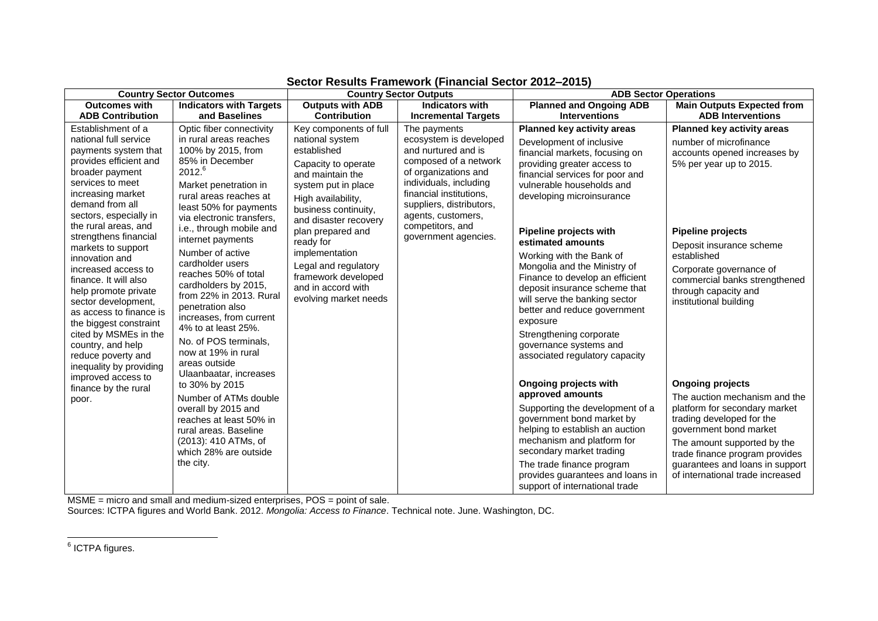**Sector Results Framework (Financial Sector 2012–2015)**

| Country Sector Outcomes | | Country Sector Outputs | | ADB Sector Operations | |
|---|---|---|---|---|---|
| **Outcomes with ADB Contribution** | **Indicators with Targets and Baselines** | **Outputs with ADB Contribution** | **Indicators with Incremental Targets** | **Planned and Ongoing ADB Interventions** | **Main Outputs Expected from ADB Interventions** |
| Establishment of a national full service payments system that provides efficient and broader payment services to meet increasing market demand from all sectors, especially in the rural areas, and strengthens financial markets to support innovation and increased access to finance. It will also help promote private sector development, as access to finance is the biggest constraint cited by MSMEs in the country, and help reduce poverty and inequality by providing improved access to finance by the rural poor. | Optic fiber connectivity in rural areas reaches 100% by 2015, from 85% in December 2012.[6]<br><br>Market penetration in rural areas reaches at least 50% for payments via electronic transfers, i.e., through mobile and internet payments<br><br>Number of active cardholder users reaches 50% of total cardholders by 2015, from 22% in 2013. Rural penetration also increases, from current 4% to at least 25%.<br><br>No. of POS terminals, now at 19% in rural areas outside Ulaanbaatar, increases to 30% by 2015<br><br>Number of ATMs double overall by 2015 and reaches at least 50% in rural areas. Baseline (2013): 410 ATMs, of which 28% are outside the city. | Key components of full national system established<br><br>Capacity to operate and maintain the system put in place<br><br>High availability, business continuity, and disaster recovery plan prepared and ready for implementation<br><br>Legal and regulatory framework developed and in accord with evolving market needs | The payments ecosystem is developed and nurtured and is composed of a network of organizations and individuals, including financial institutions, suppliers, distributors, agents, customers, competitors, and government agencies. | **Planned key activity areas**<br>Development of inclusive financial markets, focusing on providing greater access to financial services for poor and vulnerable households and developing microinsurance<br><br>**Pipeline projects with estimated amounts**<br>Working with the Bank of Mongolia and the Ministry of Finance to develop an efficient deposit insurance scheme that will serve the banking sector better and reduce government exposure<br><br>Strengthening corporate governance systems and associated regulatory capacity<br><br>**Ongoing projects with approved amounts**<br>Supporting the development of a government bond market by helping to establish an auction mechanism and platform for secondary market trading<br><br>The trade finance program provides guarantees and loans in support of international trade | **Planned key activity areas**<br>number of microfinance accounts opened increases by 5% per year up to 2015.<br><br>**Pipeline projects**<br>Deposit insurance scheme established<br><br>Corporate governance of commercial banks strengthened through capacity and institutional building<br><br>**Ongoing projects**<br>The auction mechanism and the platform for secondary market trading developed for the government bond market<br><br>The amount supported by the trade finance program provides guarantees and loans in support of international trade increased |

MSME = micro and small and medium-sized enterprises, POS = point of sale.
Sources: ICTPA figures and World Bank. 2012. *Mongolia: Access to Finance*. Technical note. June. Washington, DC.

[6] ICTPA figures.